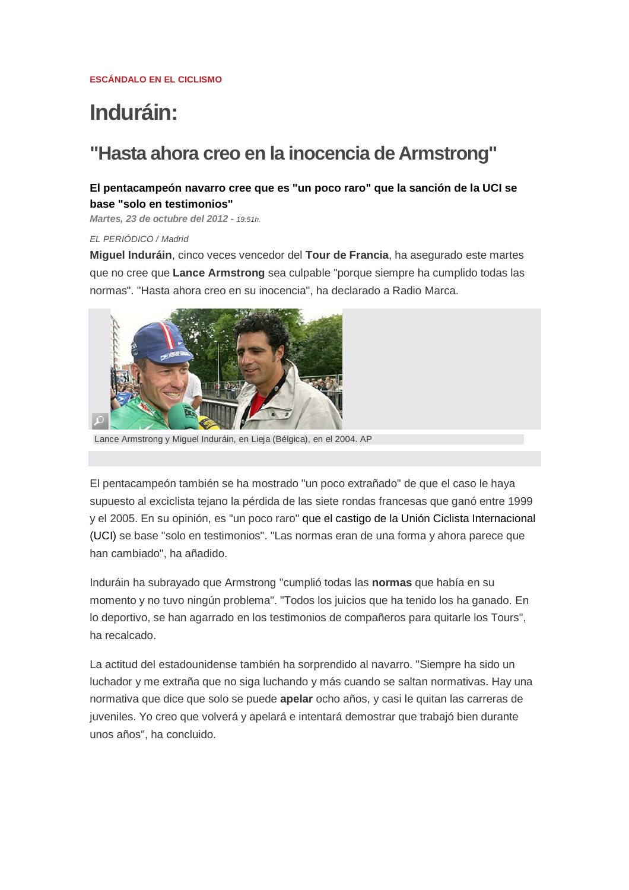**ESCÁNDALO EN EL CICLISMO**

# Induráin:

## "Hasta ahora creo en la inocencia de Armstrong"

**El pentacampeón navarro cree que es "un poco raro" que la sanción de la UCI se base "solo en testimonios"**

*Martes, 23 de octubre del 2012 - 19:51h.*

*EL PERIÓDICO / Madrid*

**Miguel Induráin**, cinco veces vencedor del **Tour de Francia**, ha asegurado este martes que no cree que **Lance Armstrong** sea culpable "porque siempre ha cumplido todas las normas". "Hasta ahora creo en su inocencia", ha declarado a Radio Marca.

Lance Armstrong y Miguel Induráin, en Lieja (Bélgica), en el 2004. AP

El pentacampeón también se ha mostrado "un poco extrañado" de que el caso le haya supuesto al exciclista tejano la pérdida de las siete rondas francesas que ganó entre 1999 y el 2005. En su opinión, es "un poco raro" que el castigo de la Unión Ciclista Internacional (UCI) se base "solo en testimonios". "Las normas eran de una forma y ahora parece que han cambiado", ha añadido.

Induráin ha subrayado que Armstrong "cumplió todas las **normas** que había en su momento y no tuvo ningún problema". "Todos los juicios que ha tenido los ha ganado. En lo deportivo, se han agarrado en los testimonios de compañeros para quitarle los Tours", ha recalcado.

La actitud del estadounidense también ha sorprendido al navarro. "Siempre ha sido un luchador y me extraña que no siga luchando y más cuando se saltan normativas. Hay una normativa que dice que solo se puede **apelar** ocho años, y casi le quitan las carreras de juveniles. Yo creo que volverá y apelará e intentará demostrar que trabajó bien durante unos años", ha concluido.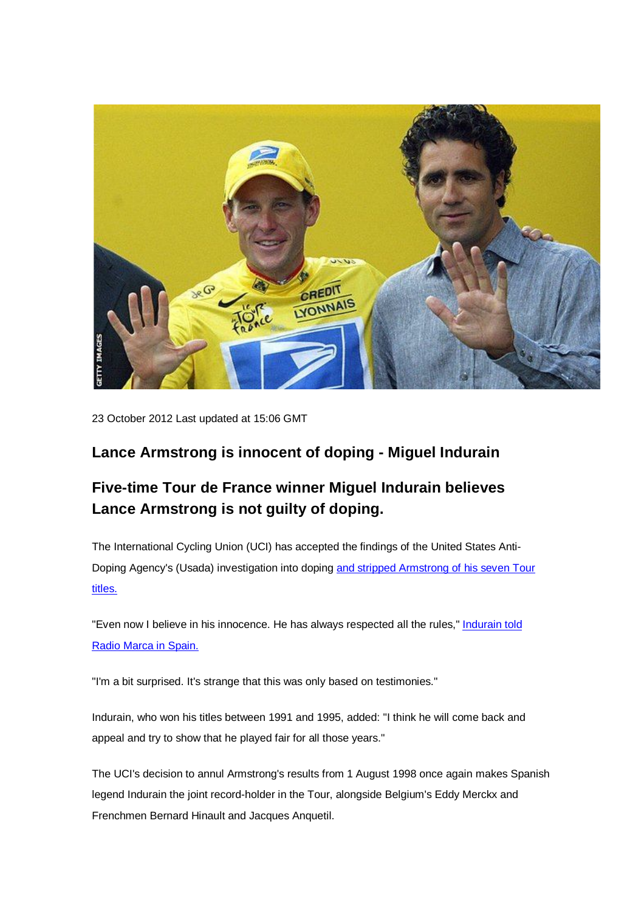23 October 2012 Last updated at 15:06 GMT

## Lance Armstrong is innocent of doping - Miguel Indurain

## Five-time Tour de France winner Miguel Indurain believes Lance Armstrong is not guilty of doping.

The International Cycling Union (UCI) has accepted the findings of the United States Anti-Doping Agency's (Usada) investigation into doping and stripped Armstrong of his seven Tour titles.

"Even now I believe in his innocence. He has always respected all the rules," Indurain told Radio Marca in Spain.

"I'm a bit surprised. It's strange that this was only based on testimonies."

Indurain, who won his titles between 1991 and 1995, added: "I think he will come back and appeal and try to show that he played fair for all those years."

The UCI's decision to annul Armstrong's results from 1 August 1998 once again makes Spanish legend Indurain the joint record-holder in the Tour, alongside Belgium's Eddy Merckx and Frenchmen Bernard Hinault and Jacques Anquetil.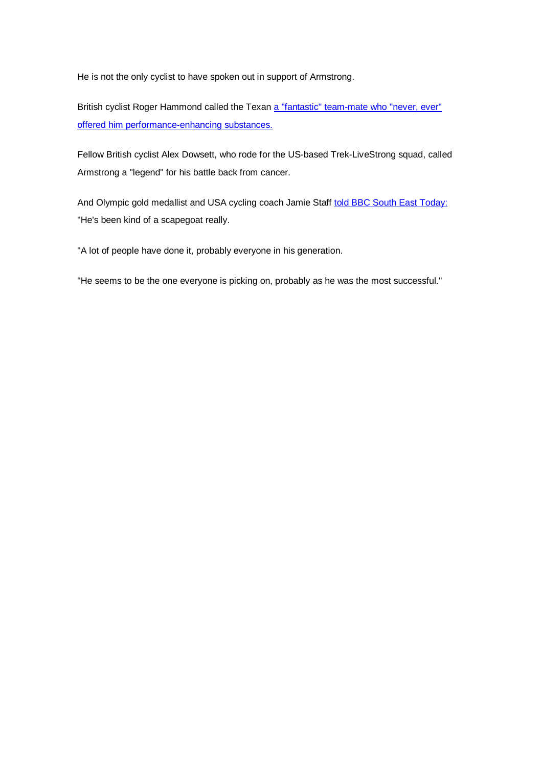He is not the only cyclist to have spoken out in support of Armstrong.

British cyclist Roger Hammond called the Texan a "fantastic" team-mate who "never, ever" offered him performance-enhancing substances.

Fellow British cyclist Alex Dowsett, who rode for the US-based Trek-LiveStrong squad, called Armstrong a "legend" for his battle back from cancer.

And Olympic gold medallist and USA cycling coach Jamie Staff told BBC South East Today: "He's been kind of a scapegoat really.

"A lot of people have done it, probably everyone in his generation.

"He seems to be the one everyone is picking on, probably as he was the most successful."